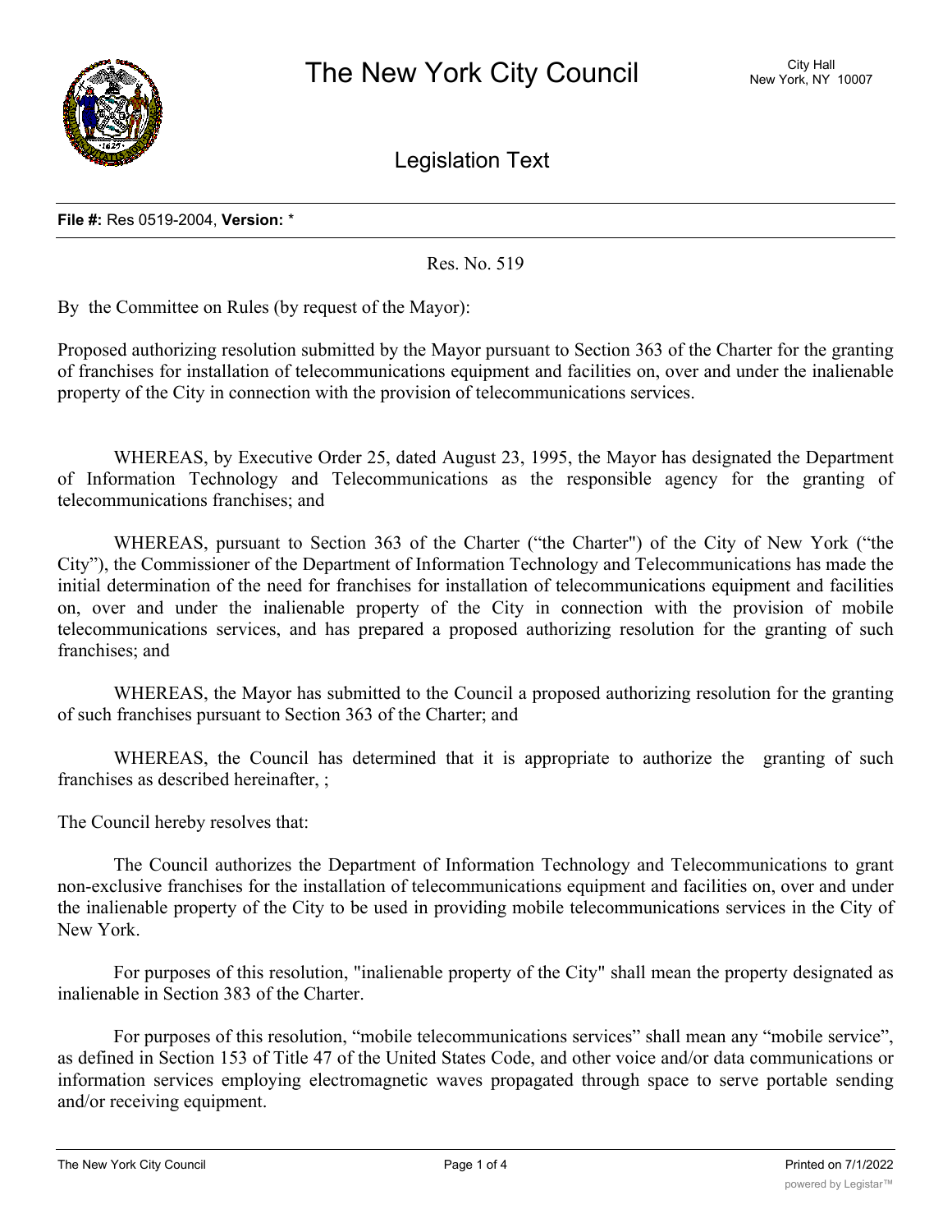# The New York City Council

City Hall
New York, NY 10007

## Legislation Text

**File #:** Res 0519-2004, **Version:** *

Res. No. 519

By the Committee on Rules (by request of the Mayor):

Proposed authorizing resolution submitted by the Mayor pursuant to Section 363 of the Charter for the granting of franchises for installation of telecommunications equipment and facilities on, over and under the inalienable property of the City in connection with the provision of telecommunications services.

WHEREAS, by Executive Order 25, dated August 23, 1995, the Mayor has designated the Department of Information Technology and Telecommunications as the responsible agency for the granting of telecommunications franchises; and

WHEREAS, pursuant to Section 363 of the Charter ("the Charter") of the City of New York ("the City"), the Commissioner of the Department of Information Technology and Telecommunications has made the initial determination of the need for franchises for installation of telecommunications equipment and facilities on, over and under the inalienable property of the City in connection with the provision of mobile telecommunications services, and has prepared a proposed authorizing resolution for the granting of such franchises; and

WHEREAS, the Mayor has submitted to the Council a proposed authorizing resolution for the granting of such franchises pursuant to Section 363 of the Charter; and

WHEREAS, the Council has determined that it is appropriate to authorize the granting of such franchises as described hereinafter, ;

The Council hereby resolves that:

The Council authorizes the Department of Information Technology and Telecommunications to grant non-exclusive franchises for the installation of telecommunications equipment and facilities on, over and under the inalienable property of the City to be used in providing mobile telecommunications services in the City of New York.

For purposes of this resolution, "inalienable property of the City" shall mean the property designated as inalienable in Section 383 of the Charter.

For purposes of this resolution, "mobile telecommunications services" shall mean any "mobile service", as defined in Section 153 of Title 47 of the United States Code, and other voice and/or data communications or information services employing electromagnetic waves propagated through space to serve portable sending and/or receiving equipment.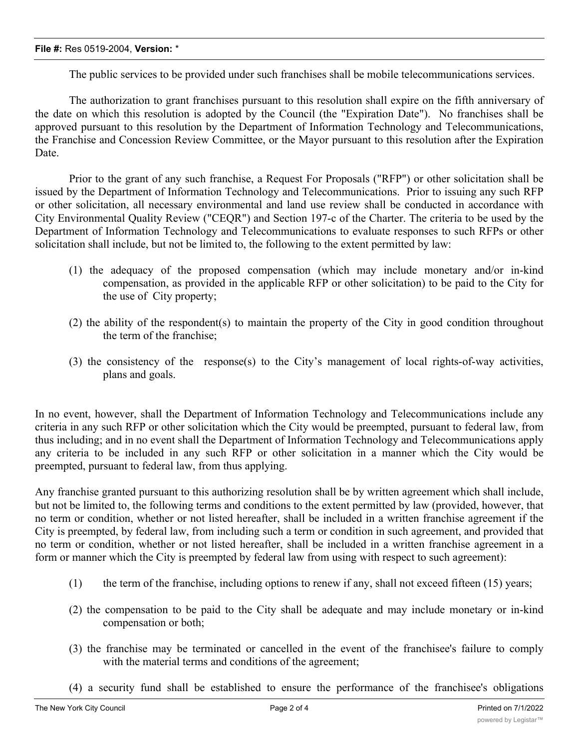The public services to be provided under such franchises shall be mobile telecommunications services.

The authorization to grant franchises pursuant to this resolution shall expire on the fifth anniversary of the date on which this resolution is adopted by the Council (the "Expiration Date"). No franchises shall be approved pursuant to this resolution by the Department of Information Technology and Telecommunications, the Franchise and Concession Review Committee, or the Mayor pursuant to this resolution after the Expiration Date.

Prior to the grant of any such franchise, a Request For Proposals ("RFP") or other solicitation shall be issued by the Department of Information Technology and Telecommunications. Prior to issuing any such RFP or other solicitation, all necessary environmental and land use review shall be conducted in accordance with City Environmental Quality Review ("CEQR") and Section 197-c of the Charter. The criteria to be used by the Department of Information Technology and Telecommunications to evaluate responses to such RFPs or other solicitation shall include, but not be limited to, the following to the extent permitted by law:

(1) the adequacy of the proposed compensation (which may include monetary and/or in-kind compensation, as provided in the applicable RFP or other solicitation) to be paid to the City for the use of City property;

(2) the ability of the respondent(s) to maintain the property of the City in good condition throughout the term of the franchise;

(3) the consistency of the response(s) to the City's management of local rights-of-way activities, plans and goals.

In no event, however, shall the Department of Information Technology and Telecommunications include any criteria in any such RFP or other solicitation which the City would be preempted, pursuant to federal law, from thus including; and in no event shall the Department of Information Technology and Telecommunications apply any criteria to be included in any such RFP or other solicitation in a manner which the City would be preempted, pursuant to federal law, from thus applying.

Any franchise granted pursuant to this authorizing resolution shall be by written agreement which shall include, but not be limited to, the following terms and conditions to the extent permitted by law (provided, however, that no term or condition, whether or not listed hereafter, shall be included in a written franchise agreement if the City is preempted, by federal law, from including such a term or condition in such agreement, and provided that no term or condition, whether or not listed hereafter, shall be included in a written franchise agreement in a form or manner which the City is preempted by federal law from using with respect to such agreement):

(1) the term of the franchise, including options to renew if any, shall not exceed fifteen (15) years;

(2) the compensation to be paid to the City shall be adequate and may include monetary or in-kind compensation or both;

(3) the franchise may be terminated or cancelled in the event of the franchisee's failure to comply with the material terms and conditions of the agreement;

(4) a security fund shall be established to ensure the performance of the franchisee's obligations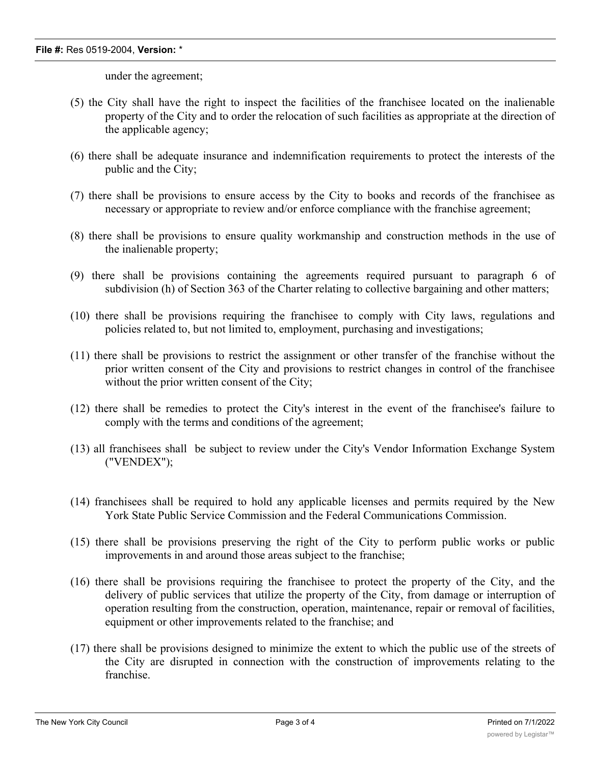under the agreement;

(5) the City shall have the right to inspect the facilities of the franchisee located on the inalienable property of the City and to order the relocation of such facilities as appropriate at the direction of the applicable agency;

(6) there shall be adequate insurance and indemnification requirements to protect the interests of the public and the City;

(7) there shall be provisions to ensure access by the City to books and records of the franchisee as necessary or appropriate to review and/or enforce compliance with the franchise agreement;

(8) there shall be provisions to ensure quality workmanship and construction methods in the use of the inalienable property;

(9) there shall be provisions containing the agreements required pursuant to paragraph 6 of subdivision (h) of Section 363 of the Charter relating to collective bargaining and other matters;

(10) there shall be provisions requiring the franchisee to comply with City laws, regulations and policies related to, but not limited to, employment, purchasing and investigations;

(11) there shall be provisions to restrict the assignment or other transfer of the franchise without the prior written consent of the City and provisions to restrict changes in control of the franchisee without the prior written consent of the City;

(12) there shall be remedies to protect the City's interest in the event of the franchisee's failure to comply with the terms and conditions of the agreement;

(13) all franchisees shall be subject to review under the City's Vendor Information Exchange System ("VENDEX");

(14) franchisees shall be required to hold any applicable licenses and permits required by the New York State Public Service Commission and the Federal Communications Commission.

(15) there shall be provisions preserving the right of the City to perform public works or public improvements in and around those areas subject to the franchise;

(16) there shall be provisions requiring the franchisee to protect the property of the City, and the delivery of public services that utilize the property of the City, from damage or interruption of operation resulting from the construction, operation, maintenance, repair or removal of facilities, equipment or other improvements related to the franchise; and

(17) there shall be provisions designed to minimize the extent to which the public use of the streets of the City are disrupted in connection with the construction of improvements relating to the franchise.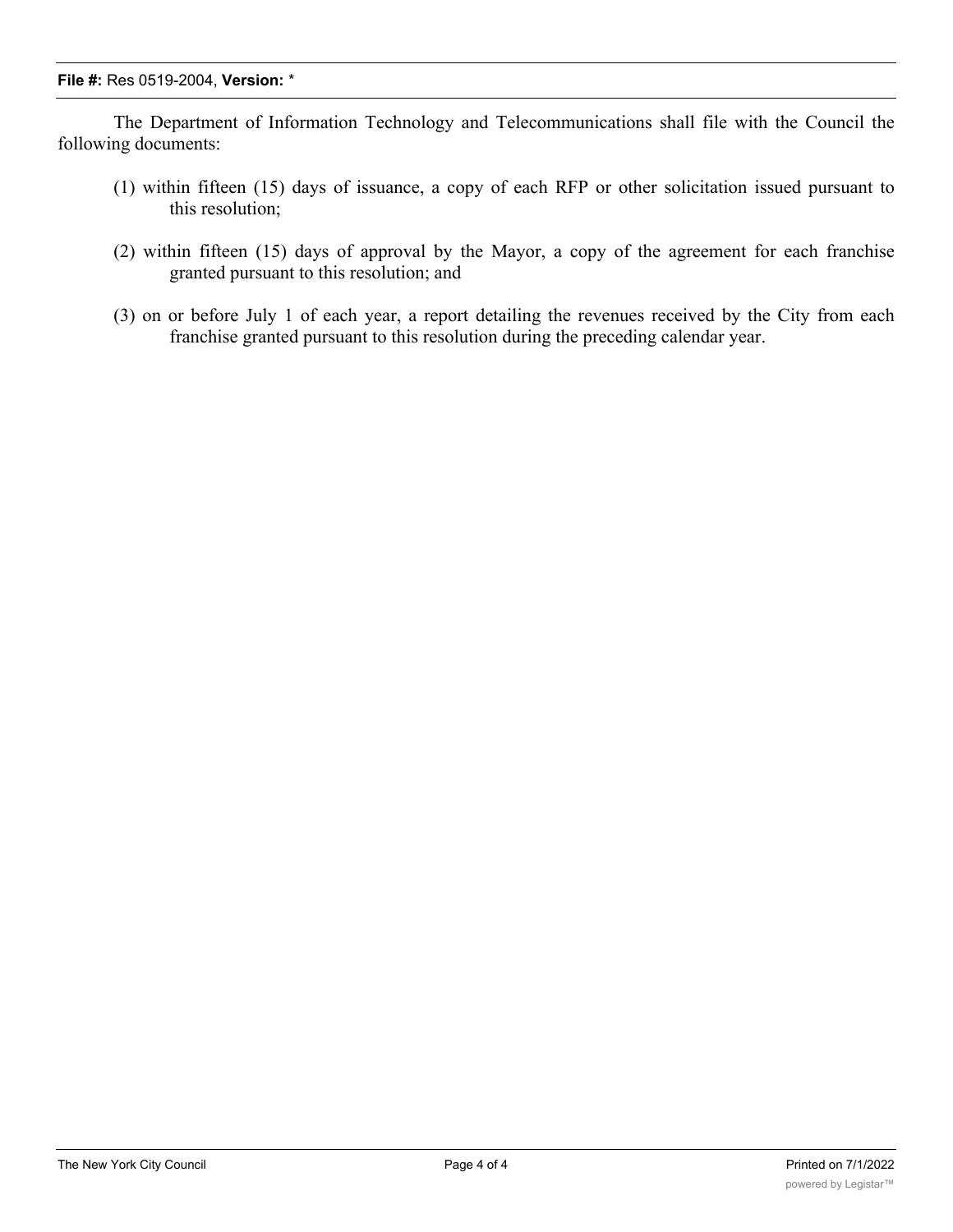The Department of Information Technology and Telecommunications shall file with the Council the following documents:

(1) within fifteen (15) days of issuance, a copy of each RFP or other solicitation issued pursuant to this resolution;

(2) within fifteen (15) days of approval by the Mayor, a copy of the agreement for each franchise granted pursuant to this resolution; and

(3) on or before July 1 of each year, a report detailing the revenues received by the City from each franchise granted pursuant to this resolution during the preceding calendar year.